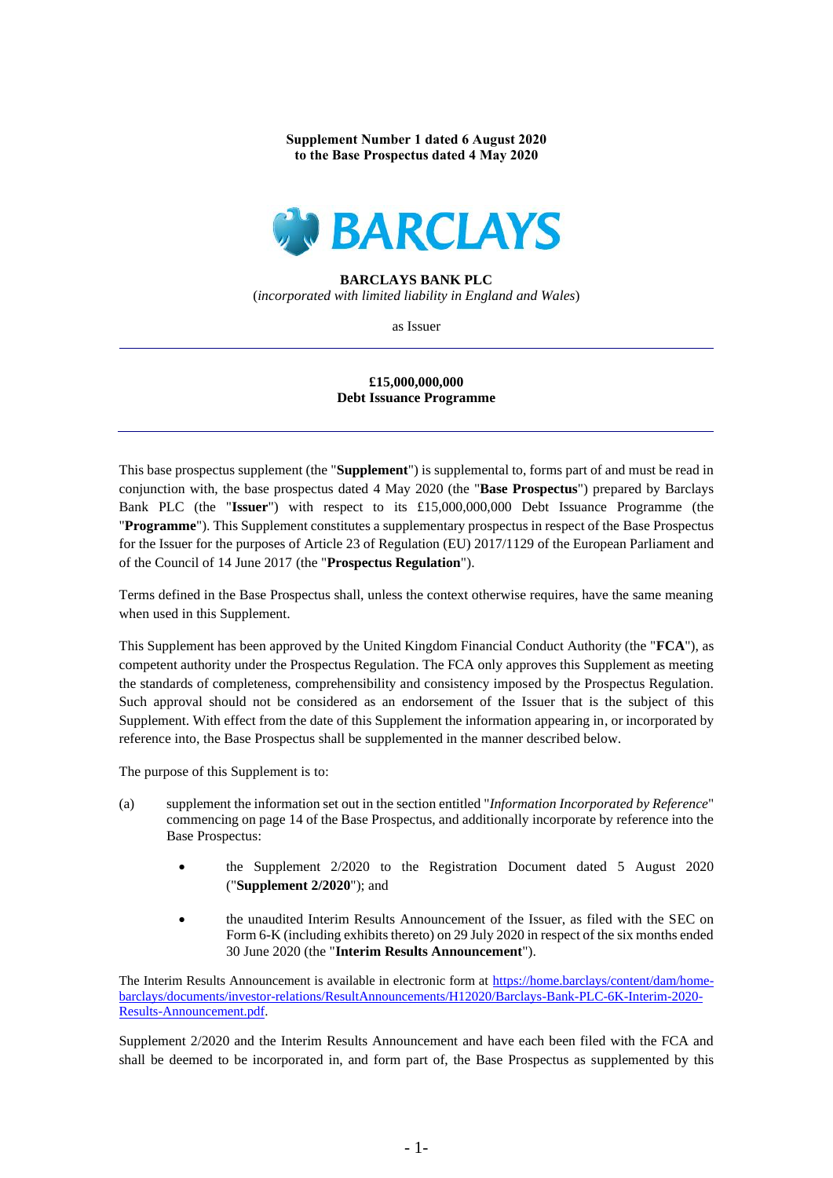**Supplement Number 1 dated 6 August 2020**
**to the Base Prospectus dated 4 May 2020**

BARCLAYS

**BARCLAYS BANK PLC**
(*incorporated with limited liability in England and Wales*)

as Issuer

---

**£15,000,000,000**
**Debt Issuance Programme**

---

This base prospectus supplement (the "**Supplement**") is supplemental to, forms part of and must be read in conjunction with, the base prospectus dated 4 May 2020 (the "**Base Prospectus**") prepared by Barclays Bank PLC (the "**Issuer**") with respect to £15,000,000,000 Debt Issuance Programme (the "**Programme**"). This Supplement constitutes a supplementary prospectus in respect of the Base Prospectus for the Issuer for the purposes of Article 23 of Regulation (EU) 2017/1129 of the European Parliament and of the Council of 14 June 2017 (the "**Prospectus Regulation**").

Terms defined in the Base Prospectus shall, unless the context otherwise requires, have the same meaning when used in this Supplement.

This Supplement has been approved by the United Kingdom Financial Conduct Authority (the "**FCA**"), as competent authority under the Prospectus Regulation. The FCA only approves this Supplement as meeting the standards of completeness, comprehensibility and consistency imposed by the Prospectus Regulation. Such approval should not be considered as an endorsement of the Issuer that is the subject of this Supplement. With effect from the date of this Supplement the information appearing in, or incorporated by reference into, the Base Prospectus shall be supplemented in the manner described below.

The purpose of this Supplement is to:

(a) supplement the information set out in the section entitled "*Information Incorporated by Reference*" commencing on page 14 of the Base Prospectus, and additionally incorporate by reference into the Base Prospectus:

- the Supplement 2/2020 to the Registration Document dated 5 August 2020 ("**Supplement 2/2020**"); and
- the unaudited Interim Results Announcement of the Issuer, as filed with the SEC on Form 6-K (including exhibits thereto) on 29 July 2020 in respect of the six months ended 30 June 2020 (the "**Interim Results Announcement**").

The Interim Results Announcement is available in electronic form at https://home.barclays/content/dam/home-barclays/documents/investor-relations/ResultAnnouncements/H12020/Barclays-Bank-PLC-6K-Interim-2020-Results-Announcement.pdf.

Supplement 2/2020 and the Interim Results Announcement and have each been filed with the FCA and shall be deemed to be incorporated in, and form part of, the Base Prospectus as supplemented by this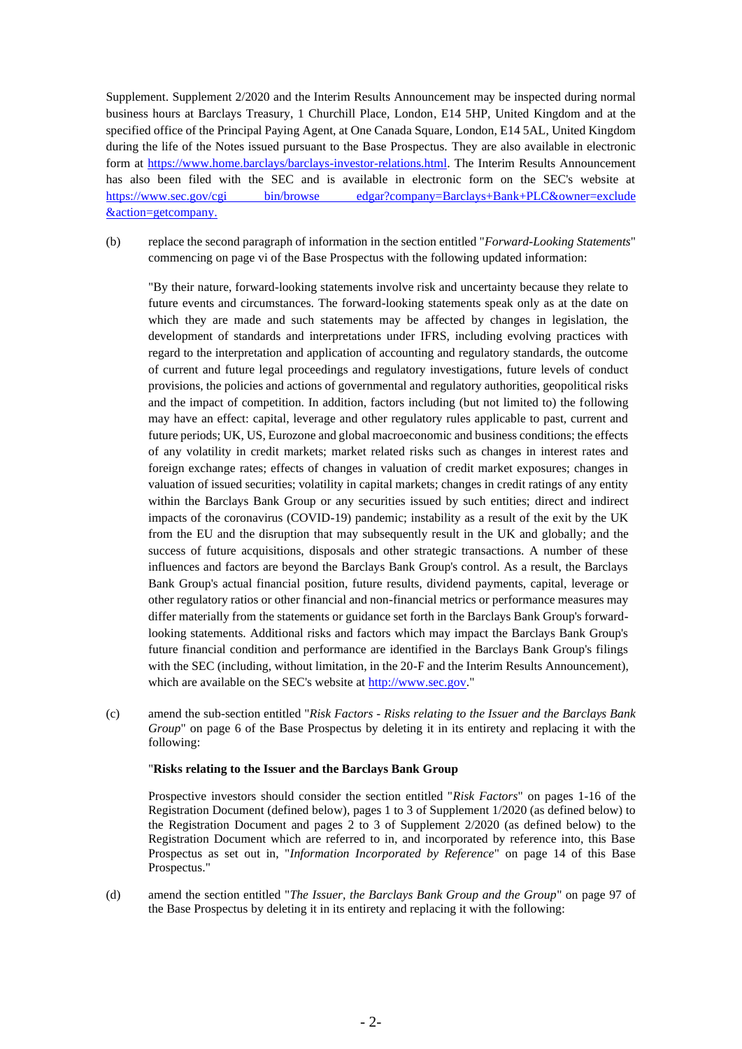Supplement. Supplement 2/2020 and the Interim Results Announcement may be inspected during normal business hours at Barclays Treasury, 1 Churchill Place, London, E14 5HP, United Kingdom and at the specified office of the Principal Paying Agent, at One Canada Square, London, E14 5AL, United Kingdom during the life of the Notes issued pursuant to the Base Prospectus. They are also available in electronic form at https://www.home.barclays/barclays-investor-relations.html. The Interim Results Announcement has also been filed with the SEC and is available in electronic form on the SEC's website at https://www.sec.gov/cgi bin/browse edgar?company=Barclays+Bank+PLC&owner=exclude &action=getcompany.

(b) replace the second paragraph of information in the section entitled "*Forward-Looking Statements*" commencing on page vi of the Base Prospectus with the following updated information:

"By their nature, forward-looking statements involve risk and uncertainty because they relate to future events and circumstances. The forward-looking statements speak only as at the date on which they are made and such statements may be affected by changes in legislation, the development of standards and interpretations under IFRS, including evolving practices with regard to the interpretation and application of accounting and regulatory standards, the outcome of current and future legal proceedings and regulatory investigations, future levels of conduct provisions, the policies and actions of governmental and regulatory authorities, geopolitical risks and the impact of competition. In addition, factors including (but not limited to) the following may have an effect: capital, leverage and other regulatory rules applicable to past, current and future periods; UK, US, Eurozone and global macroeconomic and business conditions; the effects of any volatility in credit markets; market related risks such as changes in interest rates and foreign exchange rates; effects of changes in valuation of credit market exposures; changes in valuation of issued securities; volatility in capital markets; changes in credit ratings of any entity within the Barclays Bank Group or any securities issued by such entities; direct and indirect impacts of the coronavirus (COVID-19) pandemic; instability as a result of the exit by the UK from the EU and the disruption that may subsequently result in the UK and globally; and the success of future acquisitions, disposals and other strategic transactions. A number of these influences and factors are beyond the Barclays Bank Group's control. As a result, the Barclays Bank Group's actual financial position, future results, dividend payments, capital, leverage or other regulatory ratios or other financial and non-financial metrics or performance measures may differ materially from the statements or guidance set forth in the Barclays Bank Group's forward-looking statements. Additional risks and factors which may impact the Barclays Bank Group's future financial condition and performance are identified in the Barclays Bank Group's filings with the SEC (including, without limitation, in the 20-F and the Interim Results Announcement), which are available on the SEC's website at http://www.sec.gov."

(c) amend the sub-section entitled "*Risk Factors - Risks relating to the Issuer and the Barclays Bank Group*" on page 6 of the Base Prospectus by deleting it in its entirety and replacing it with the following:

"**Risks relating to the Issuer and the Barclays Bank Group**

Prospective investors should consider the section entitled "*Risk Factors*" on pages 1-16 of the Registration Document (defined below), pages 1 to 3 of Supplement 1/2020 (as defined below) to the Registration Document and pages 2 to 3 of Supplement 2/2020 (as defined below) to the Registration Document which are referred to in, and incorporated by reference into, this Base Prospectus as set out in, "*Information Incorporated by Reference*" on page 14 of this Base Prospectus."

(d) amend the section entitled "*The Issuer, the Barclays Bank Group and the Group*" on page 97 of the Base Prospectus by deleting it in its entirety and replacing it with the following: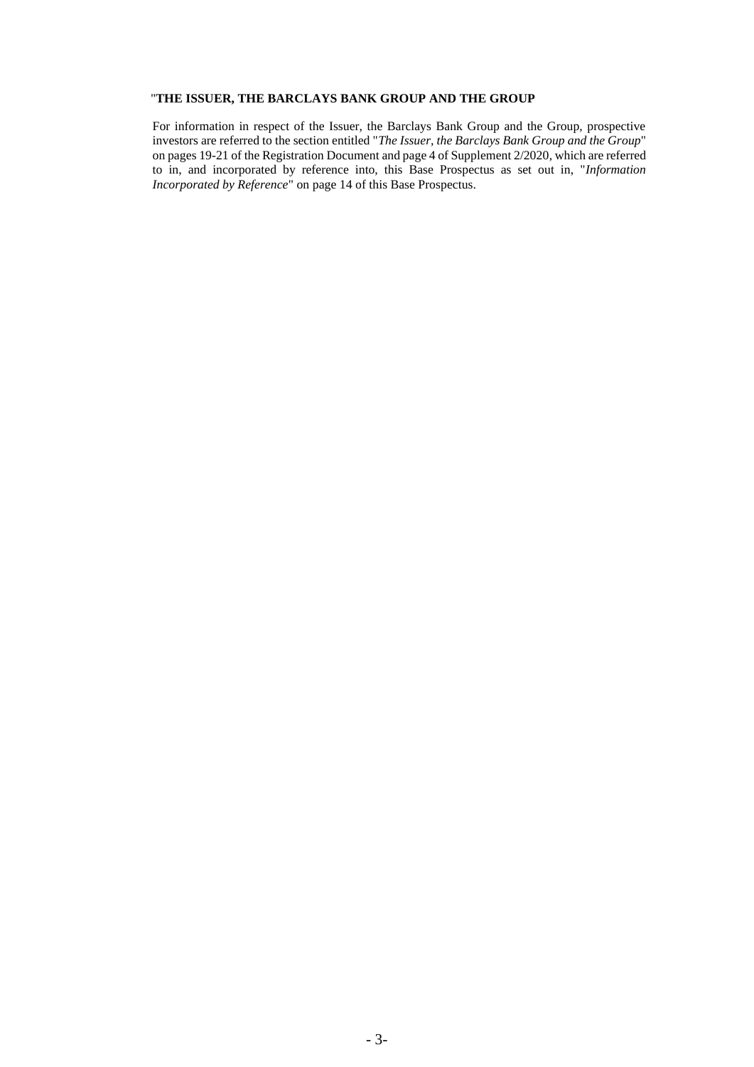"**THE ISSUER, THE BARCLAYS BANK GROUP AND THE GROUP**

For information in respect of the Issuer, the Barclays Bank Group and the Group, prospective investors are referred to the section entitled "*The Issuer, the Barclays Bank Group and the Group*" on pages 19-21 of the Registration Document and page 4 of Supplement 2/2020, which are referred to in, and incorporated by reference into, this Base Prospectus as set out in, "*Information Incorporated by Reference*" on page 14 of this Base Prospectus.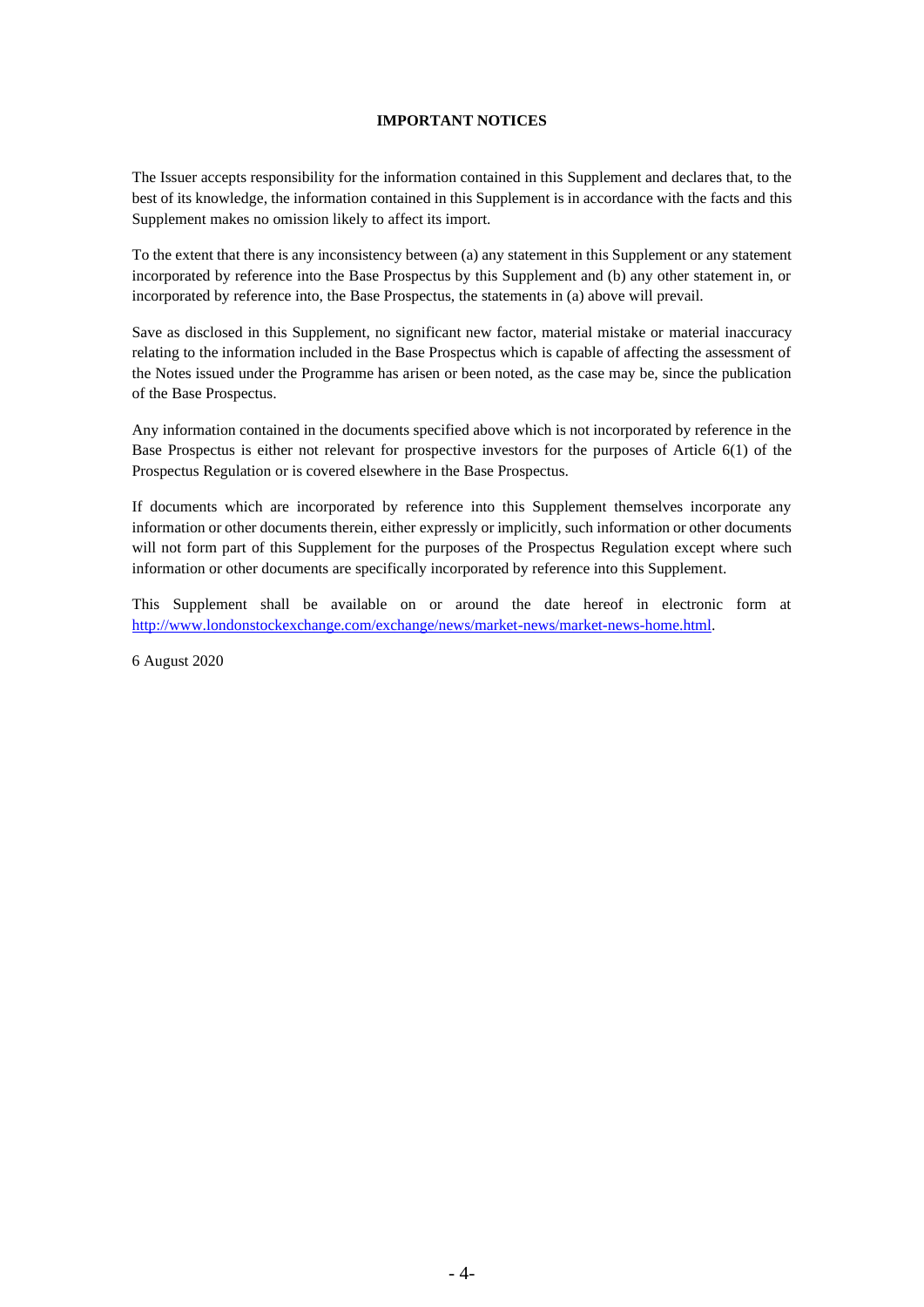**IMPORTANT NOTICES**

The Issuer accepts responsibility for the information contained in this Supplement and declares that, to the best of its knowledge, the information contained in this Supplement is in accordance with the facts and this Supplement makes no omission likely to affect its import.

To the extent that there is any inconsistency between (a) any statement in this Supplement or any statement incorporated by reference into the Base Prospectus by this Supplement and (b) any other statement in, or incorporated by reference into, the Base Prospectus, the statements in (a) above will prevail.

Save as disclosed in this Supplement, no significant new factor, material mistake or material inaccuracy relating to the information included in the Base Prospectus which is capable of affecting the assessment of the Notes issued under the Programme has arisen or been noted, as the case may be, since the publication of the Base Prospectus.

Any information contained in the documents specified above which is not incorporated by reference in the Base Prospectus is either not relevant for prospective investors for the purposes of Article 6(1) of the Prospectus Regulation or is covered elsewhere in the Base Prospectus.

If documents which are incorporated by reference into this Supplement themselves incorporate any information or other documents therein, either expressly or implicitly, such information or other documents will not form part of this Supplement for the purposes of the Prospectus Regulation except where such information or other documents are specifically incorporated by reference into this Supplement.

This Supplement shall be available on or around the date hereof in electronic form at http://www.londonstockexchange.com/exchange/news/market-news/market-news-home.html.

6 August 2020